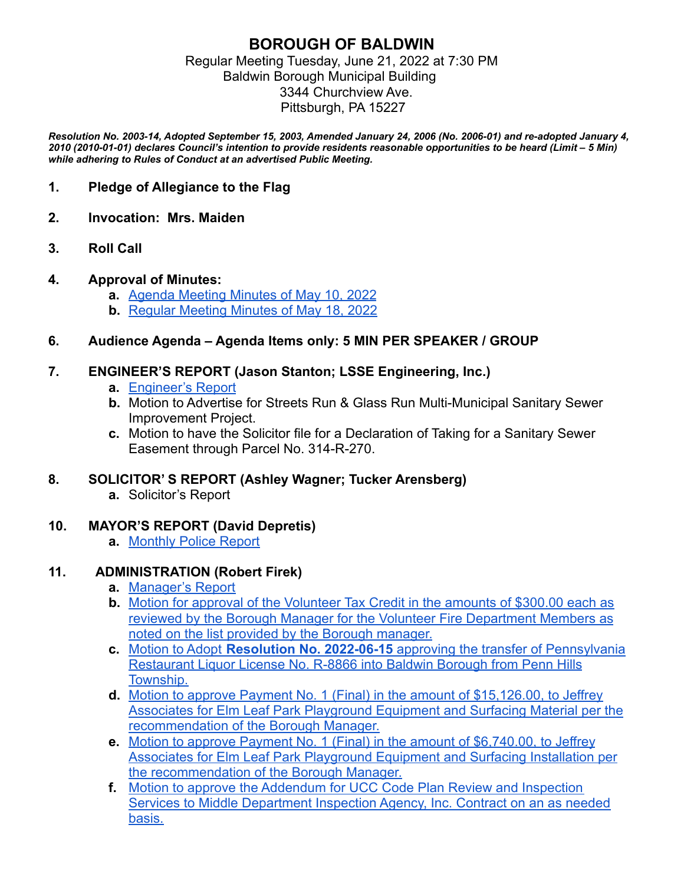# BOROUGH OF BALDWIN

Regular Meeting Tuesday, June 21, 2022 at 7:30 PM
Baldwin Borough Municipal Building
3344 Churchview Ave.
Pittsburgh, PA 15227

***Resolution No. 2003-14, Adopted September 15, 2003, Amended January 24, 2006 (No. 2006-01) and re-adopted January 4, 2010 (2010-01-01) declares Council's intention to provide residents reasonable opportunities to be heard (Limit – 5 Min) while adhering to Rules of Conduct at an advertised Public Meeting.***

**1. Pledge of Allegiance to the Flag**

**2. Invocation: Mrs. Maiden**

**3. Roll Call**

**4. Approval of Minutes:**

- **a.** Agenda Meeting Minutes of May 10, 2022
- **b.** Regular Meeting Minutes of May 18, 2022

**6. Audience Agenda – Agenda Items only: 5 MIN PER SPEAKER / GROUP**

**7. ENGINEER'S REPORT (Jason Stanton; LSSE Engineering, Inc.)**

- **a.** Engineer's Report
- **b.** Motion to Advertise for Streets Run & Glass Run Multi-Municipal Sanitary Sewer Improvement Project.
- **c.** Motion to have the Solicitor file for a Declaration of Taking for a Sanitary Sewer Easement through Parcel No. 314-R-270.

**8. SOLICITOR' S REPORT (Ashley Wagner; Tucker Arensberg)**

- **a.** Solicitor's Report

**10. MAYOR'S REPORT (David Depretis)**

- **a.** Monthly Police Report

**11. ADMINISTRATION (Robert Firek)**

- **a.** Manager's Report
- **b.** Motion for approval of the Volunteer Tax Credit in the amounts of $300.00 each as reviewed by the Borough Manager for the Volunteer Fire Department Members as noted on the list provided by the Borough manager.
- **c.** Motion to Adopt **Resolution No. 2022-06-15** approving the transfer of Pennsylvania Restaurant Liquor License No. R-8866 into Baldwin Borough from Penn Hills Township.
- **d.** Motion to approve Payment No. 1 (Final) in the amount of $15,126.00, to Jeffrey Associates for Elm Leaf Park Playground Equipment and Surfacing Material per the recommendation of the Borough Manager.
- **e.** Motion to approve Payment No. 1 (Final) in the amount of $6,740.00, to Jeffrey Associates for Elm Leaf Park Playground Equipment and Surfacing Installation per the recommendation of the Borough Manager.
- **f.** Motion to approve the Addendum for UCC Code Plan Review and Inspection Services to Middle Department Inspection Agency, Inc. Contract on an as needed basis.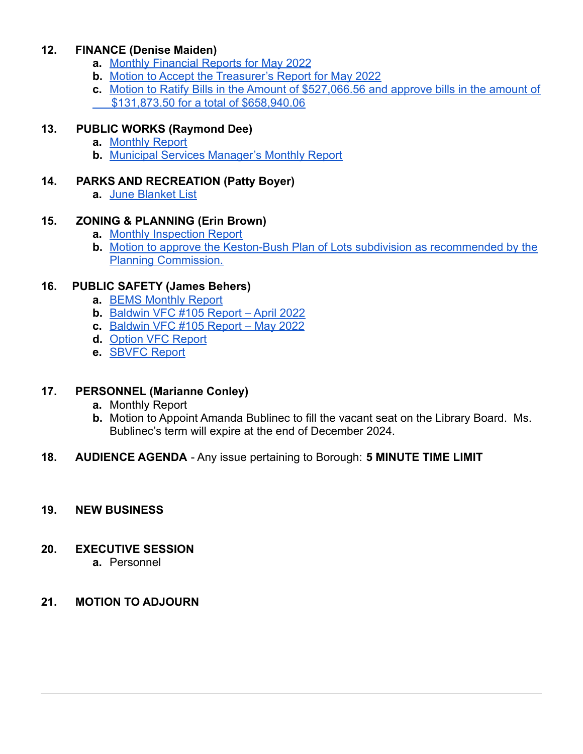12. **FINANCE (Denise Maiden)**
    - **a.** Monthly Financial Reports for May 2022
    - **b.** Motion to Accept the Treasurer's Report for May 2022
    - **c.** Motion to Ratify Bills in the Amount of $527,066.56 and approve bills in the amount of $131,873.50 for a total of $658,940.06

13. **PUBLIC WORKS (Raymond Dee)**
    - **a.** Monthly Report
    - **b.** Municipal Services Manager's Monthly Report

14. **PARKS AND RECREATION (Patty Boyer)**
    - **a.** June Blanket List

15. **ZONING & PLANNING (Erin Brown)**
    - **a.** Monthly Inspection Report
    - **b.** Motion to approve the Keston-Bush Plan of Lots subdivision as recommended by the Planning Commission.

16. **PUBLIC SAFETY (James Behers)**
    - **a.** BEMS Monthly Report
    - **b.** Baldwin VFC #105 Report – April 2022
    - **c.** Baldwin VFC #105 Report – May 2022
    - **d.** Option VFC Report
    - **e.** SBVFC Report

17. **PERSONNEL (Marianne Conley)**
    - **a.** Monthly Report
    - **b.** Motion to Appoint Amanda Bublinec to fill the vacant seat on the Library Board. Ms. Bublinec's term will expire at the end of December 2024.

18. **AUDIENCE AGENDA** - Any issue pertaining to Borough: **5 MINUTE TIME LIMIT**

19. **NEW BUSINESS**

20. **EXECUTIVE SESSION**
    - **a.** Personnel

21. **MOTION TO ADJOURN**